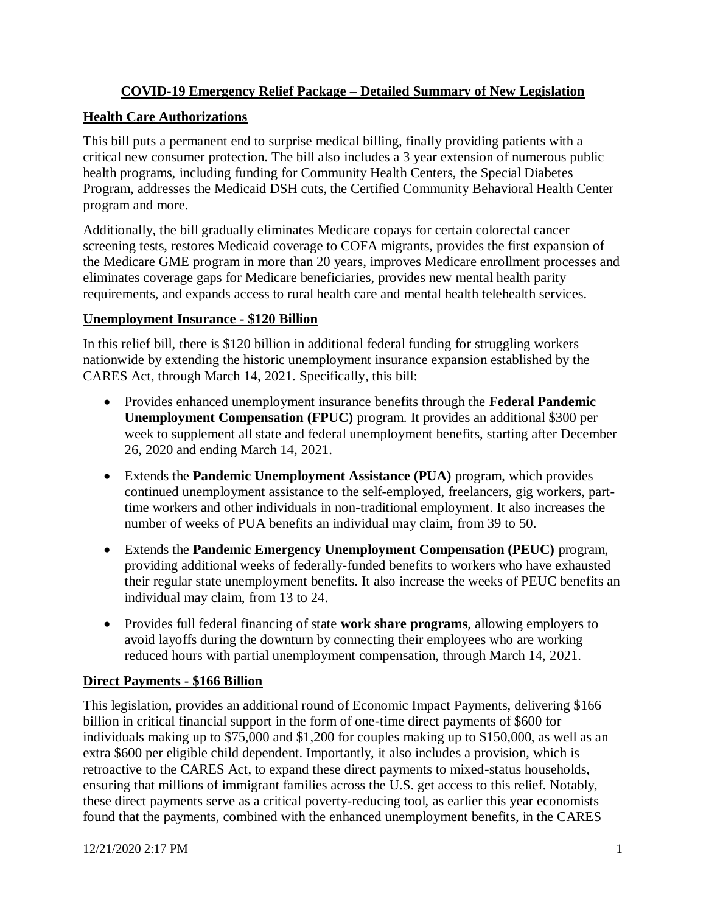# COVID-19 Emergency Relief Package – Detailed Summary of New Legislation

## Health Care Authorizations

This bill puts a permanent end to surprise medical billing, finally providing patients with a critical new consumer protection. The bill also includes a 3 year extension of numerous public health programs, including funding for Community Health Centers, the Special Diabetes Program, addresses the Medicaid DSH cuts, the Certified Community Behavioral Health Center program and more.

Additionally, the bill gradually eliminates Medicare copays for certain colorectal cancer screening tests, restores Medicaid coverage to COFA migrants, provides the first expansion of the Medicare GME program in more than 20 years, improves Medicare enrollment processes and eliminates coverage gaps for Medicare beneficiaries, provides new mental health parity requirements, and expands access to rural health care and mental health telehealth services.

## Unemployment Insurance - $120 Billion

In this relief bill, there is $120 billion in additional federal funding for struggling workers nationwide by extending the historic unemployment insurance expansion established by the CARES Act, through March 14, 2021. Specifically, this bill:

- Provides enhanced unemployment insurance benefits through the **Federal Pandemic Unemployment Compensation (FPUC)** program. It provides an additional $300 per week to supplement all state and federal unemployment benefits, starting after December 26, 2020 and ending March 14, 2021.
- Extends the **Pandemic Unemployment Assistance (PUA)** program, which provides continued unemployment assistance to the self-employed, freelancers, gig workers, part-time workers and other individuals in non-traditional employment. It also increases the number of weeks of PUA benefits an individual may claim, from 39 to 50.
- Extends the **Pandemic Emergency Unemployment Compensation (PEUC)** program, providing additional weeks of federally-funded benefits to workers who have exhausted their regular state unemployment benefits. It also increase the weeks of PEUC benefits an individual may claim, from 13 to 24.
- Provides full federal financing of state **work share programs**, allowing employers to avoid layoffs during the downturn by connecting their employees who are working reduced hours with partial unemployment compensation, through March 14, 2021.

## Direct Payments - $166 Billion

This legislation, provides an additional round of Economic Impact Payments, delivering $166 billion in critical financial support in the form of one-time direct payments of $600 for individuals making up to $75,000 and $1,200 for couples making up to $150,000, as well as an extra $600 per eligible child dependent. Importantly, it also includes a provision, which is retroactive to the CARES Act, to expand these direct payments to mixed-status households, ensuring that millions of immigrant families across the U.S. get access to this relief. Notably, these direct payments serve as a critical poverty-reducing tool, as earlier this year economists found that the payments, combined with the enhanced unemployment benefits, in the CARES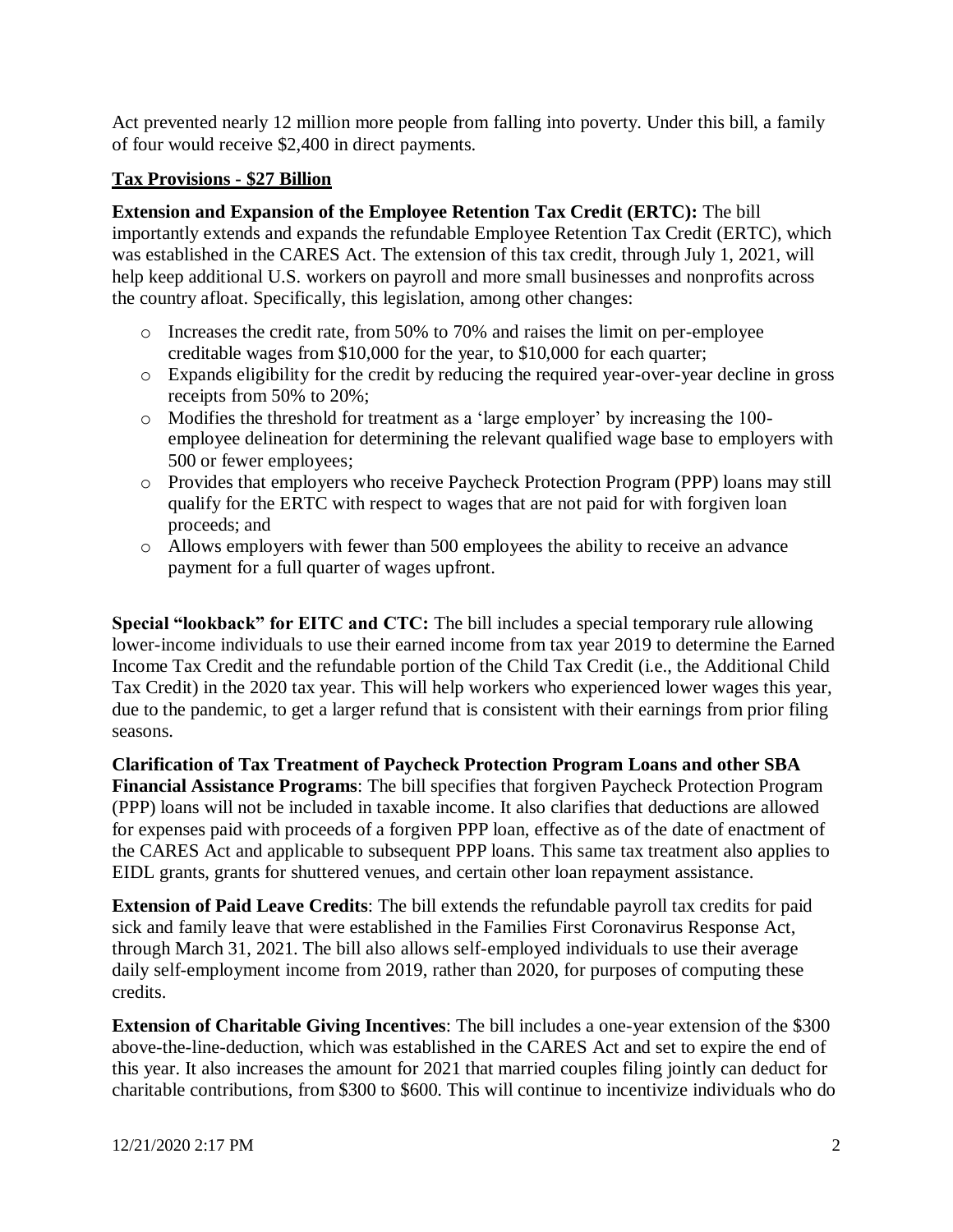Act prevented nearly 12 million more people from falling into poverty. Under this bill, a family of four would receive $2,400 in direct payments.

## **Tax Provisions - $27 Billion**

**Extension and Expansion of the Employee Retention Tax Credit (ERTC):** The bill importantly extends and expands the refundable Employee Retention Tax Credit (ERTC), which was established in the CARES Act. The extension of this tax credit, through July 1, 2021, will help keep additional U.S. workers on payroll and more small businesses and nonprofits across the country afloat. Specifically, this legislation, among other changes:

- Increases the credit rate, from 50% to 70% and raises the limit on per-employee creditable wages from $10,000 for the year, to $10,000 for each quarter;
- Expands eligibility for the credit by reducing the required year-over-year decline in gross receipts from 50% to 20%;
- Modifies the threshold for treatment as a 'large employer' by increasing the 100-employee delineation for determining the relevant qualified wage base to employers with 500 or fewer employees;
- Provides that employers who receive Paycheck Protection Program (PPP) loans may still qualify for the ERTC with respect to wages that are not paid for with forgiven loan proceeds; and
- Allows employers with fewer than 500 employees the ability to receive an advance payment for a full quarter of wages upfront.

**Special "lookback" for EITC and CTC:** The bill includes a special temporary rule allowing lower-income individuals to use their earned income from tax year 2019 to determine the Earned Income Tax Credit and the refundable portion of the Child Tax Credit (i.e., the Additional Child Tax Credit) in the 2020 tax year. This will help workers who experienced lower wages this year, due to the pandemic, to get a larger refund that is consistent with their earnings from prior filing seasons.

**Clarification of Tax Treatment of Paycheck Protection Program Loans and other SBA Financial Assistance Programs**: The bill specifies that forgiven Paycheck Protection Program (PPP) loans will not be included in taxable income. It also clarifies that deductions are allowed for expenses paid with proceeds of a forgiven PPP loan, effective as of the date of enactment of the CARES Act and applicable to subsequent PPP loans. This same tax treatment also applies to EIDL grants, grants for shuttered venues, and certain other loan repayment assistance.

**Extension of Paid Leave Credits**: The bill extends the refundable payroll tax credits for paid sick and family leave that were established in the Families First Coronavirus Response Act, through March 31, 2021. The bill also allows self-employed individuals to use their average daily self-employment income from 2019, rather than 2020, for purposes of computing these credits.

**Extension of Charitable Giving Incentives**: The bill includes a one-year extension of the $300 above-the-line-deduction, which was established in the CARES Act and set to expire the end of this year. It also increases the amount for 2021 that married couples filing jointly can deduct for charitable contributions, from $300 to $600. This will continue to incentivize individuals who do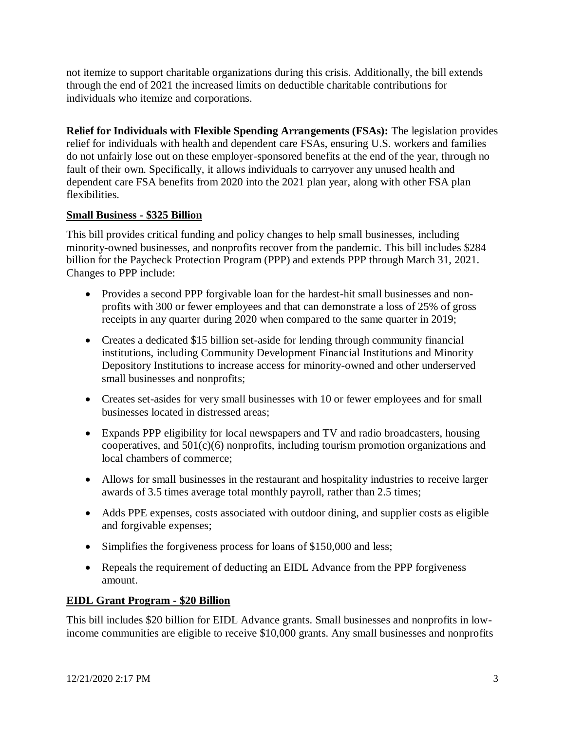not itemize to support charitable organizations during this crisis. Additionally, the bill extends through the end of 2021 the increased limits on deductible charitable contributions for individuals who itemize and corporations.

**Relief for Individuals with Flexible Spending Arrangements (FSAs):** The legislation provides relief for individuals with health and dependent care FSAs, ensuring U.S. workers and families do not unfairly lose out on these employer-sponsored benefits at the end of the year, through no fault of their own. Specifically, it allows individuals to carryover any unused health and dependent care FSA benefits from 2020 into the 2021 plan year, along with other FSA plan flexibilities.

**Small Business - $325 Billion**

This bill provides critical funding and policy changes to help small businesses, including minority-owned businesses, and nonprofits recover from the pandemic. This bill includes $284 billion for the Paycheck Protection Program (PPP) and extends PPP through March 31, 2021. Changes to PPP include:

- Provides a second PPP forgivable loan for the hardest-hit small businesses and non-profits with 300 or fewer employees and that can demonstrate a loss of 25% of gross receipts in any quarter during 2020 when compared to the same quarter in 2019;
- Creates a dedicated $15 billion set-aside for lending through community financial institutions, including Community Development Financial Institutions and Minority Depository Institutions to increase access for minority-owned and other underserved small businesses and nonprofits;
- Creates set-asides for very small businesses with 10 or fewer employees and for small businesses located in distressed areas;
- Expands PPP eligibility for local newspapers and TV and radio broadcasters, housing cooperatives, and 501(c)(6) nonprofits, including tourism promotion organizations and local chambers of commerce;
- Allows for small businesses in the restaurant and hospitality industries to receive larger awards of 3.5 times average total monthly payroll, rather than 2.5 times;
- Adds PPE expenses, costs associated with outdoor dining, and supplier costs as eligible and forgivable expenses;
- Simplifies the forgiveness process for loans of $150,000 and less;
- Repeals the requirement of deducting an EIDL Advance from the PPP forgiveness amount.

**EIDL Grant Program - $20 Billion**

This bill includes $20 billion for EIDL Advance grants. Small businesses and nonprofits in low-income communities are eligible to receive $10,000 grants. Any small businesses and nonprofits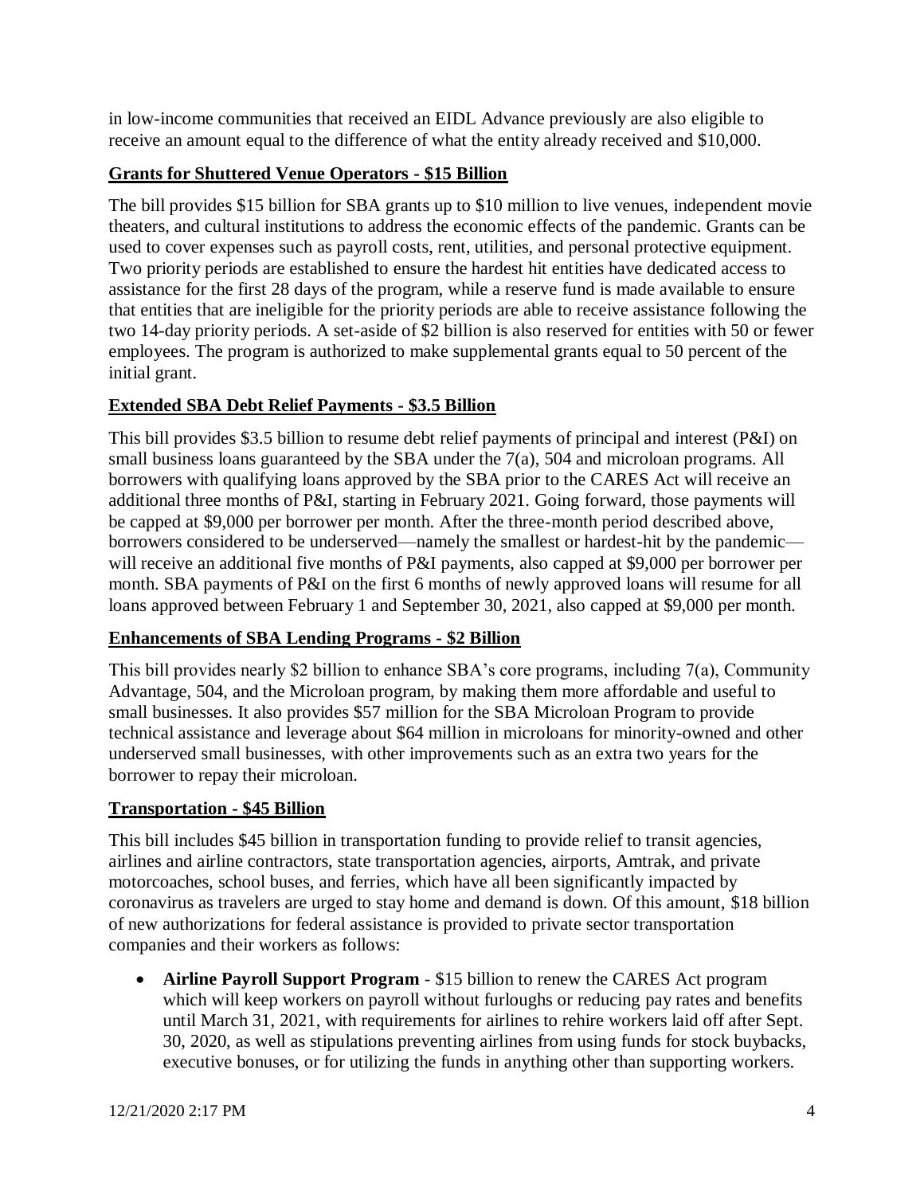in low-income communities that received an EIDL Advance previously are also eligible to receive an amount equal to the difference of what the entity already received and $10,000.

## Grants for Shuttered Venue Operators - $15 Billion

The bill provides $15 billion for SBA grants up to $10 million to live venues, independent movie theaters, and cultural institutions to address the economic effects of the pandemic. Grants can be used to cover expenses such as payroll costs, rent, utilities, and personal protective equipment. Two priority periods are established to ensure the hardest hit entities have dedicated access to assistance for the first 28 days of the program, while a reserve fund is made available to ensure that entities that are ineligible for the priority periods are able to receive assistance following the two 14-day priority periods. A set-aside of $2 billion is also reserved for entities with 50 or fewer employees. The program is authorized to make supplemental grants equal to 50 percent of the initial grant.

## Extended SBA Debt Relief Payments - $3.5 Billion

This bill provides $3.5 billion to resume debt relief payments of principal and interest (P&I) on small business loans guaranteed by the SBA under the 7(a), 504 and microloan programs. All borrowers with qualifying loans approved by the SBA prior to the CARES Act will receive an additional three months of P&I, starting in February 2021. Going forward, those payments will be capped at $9,000 per borrower per month. After the three-month period described above, borrowers considered to be underserved—namely the smallest or hardest-hit by the pandemic—will receive an additional five months of P&I payments, also capped at $9,000 per borrower per month. SBA payments of P&I on the first 6 months of newly approved loans will resume for all loans approved between February 1 and September 30, 2021, also capped at $9,000 per month.

## Enhancements of SBA Lending Programs - $2 Billion

This bill provides nearly $2 billion to enhance SBA's core programs, including 7(a), Community Advantage, 504, and the Microloan program, by making them more affordable and useful to small businesses. It also provides $57 million for the SBA Microloan Program to provide technical assistance and leverage about $64 million in microloans for minority-owned and other underserved small businesses, with other improvements such as an extra two years for the borrower to repay their microloan.

## Transportation - $45 Billion

This bill includes $45 billion in transportation funding to provide relief to transit agencies, airlines and airline contractors, state transportation agencies, airports, Amtrak, and private motorcoaches, school buses, and ferries, which have all been significantly impacted by coronavirus as travelers are urged to stay home and demand is down. Of this amount, $18 billion of new authorizations for federal assistance is provided to private sector transportation companies and their workers as follows:

- **Airline Payroll Support Program** - $15 billion to renew the CARES Act program which will keep workers on payroll without furloughs or reducing pay rates and benefits until March 31, 2021, with requirements for airlines to rehire workers laid off after Sept. 30, 2020, as well as stipulations preventing airlines from using funds for stock buybacks, executive bonuses, or for utilizing the funds in anything other than supporting workers.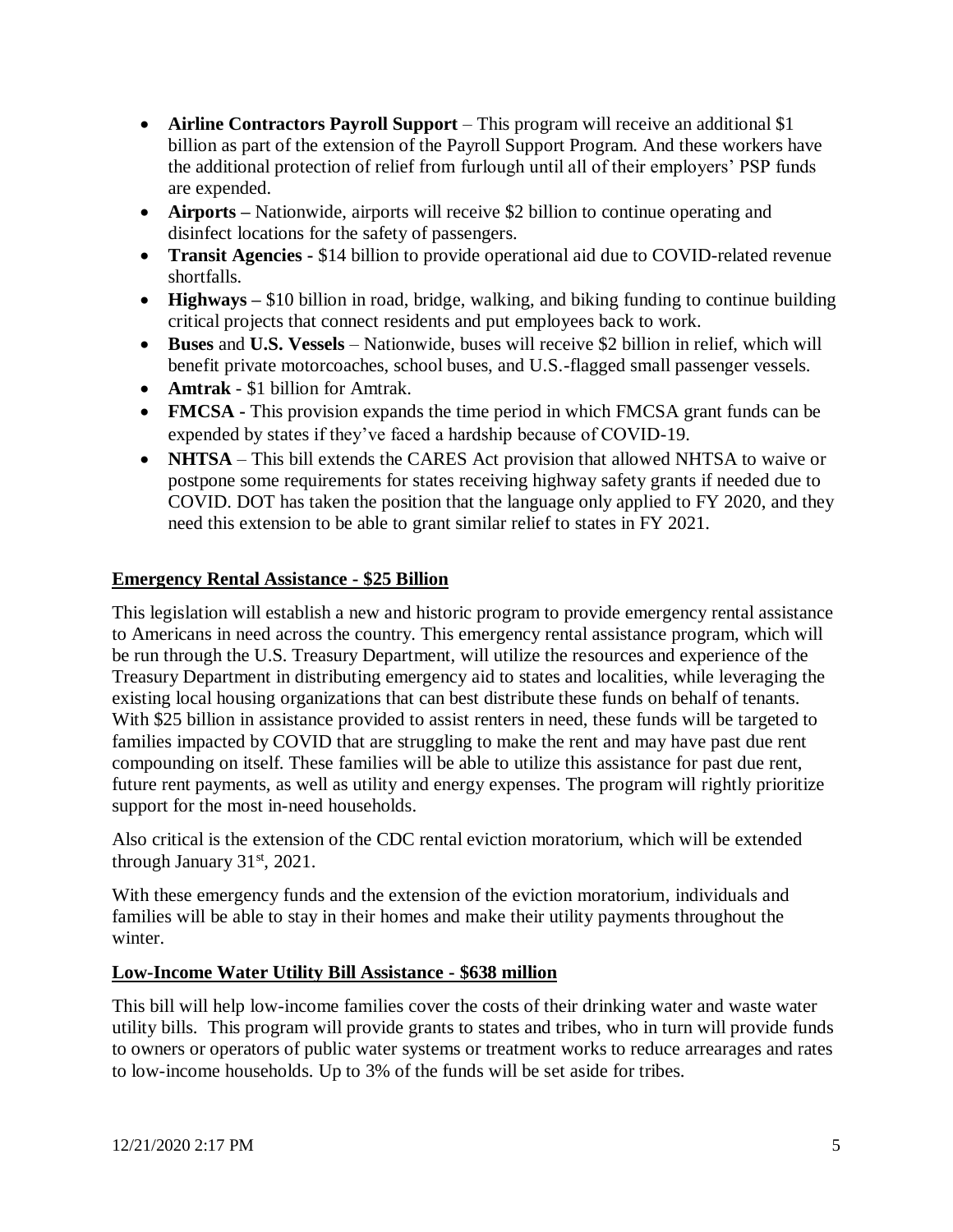- **Airline Contractors Payroll Support** – This program will receive an additional $1 billion as part of the extension of the Payroll Support Program. And these workers have the additional protection of relief from furlough until all of their employers' PSP funds are expended.
- **Airports –** Nationwide, airports will receive $2 billion to continue operating and disinfect locations for the safety of passengers.
- **Transit Agencies -** $14 billion to provide operational aid due to COVID-related revenue shortfalls.
- **Highways –** $10 billion in road, bridge, walking, and biking funding to continue building critical projects that connect residents and put employees back to work.
- **Buses** and **U.S. Vessels** – Nationwide, buses will receive $2 billion in relief, which will benefit private motorcoaches, school buses, and U.S.-flagged small passenger vessels.
- **Amtrak** - $1 billion for Amtrak.
- **FMCSA -** This provision expands the time period in which FMCSA grant funds can be expended by states if they've faced a hardship because of COVID-19.
- **NHTSA** – This bill extends the CARES Act provision that allowed NHTSA to waive or postpone some requirements for states receiving highway safety grants if needed due to COVID. DOT has taken the position that the language only applied to FY 2020, and they need this extension to be able to grant similar relief to states in FY 2021.

## Emergency Rental Assistance - $25 Billion

This legislation will establish a new and historic program to provide emergency rental assistance to Americans in need across the country. This emergency rental assistance program, which will be run through the U.S. Treasury Department, will utilize the resources and experience of the Treasury Department in distributing emergency aid to states and localities, while leveraging the existing local housing organizations that can best distribute these funds on behalf of tenants. With $25 billion in assistance provided to assist renters in need, these funds will be targeted to families impacted by COVID that are struggling to make the rent and may have past due rent compounding on itself. These families will be able to utilize this assistance for past due rent, future rent payments, as well as utility and energy expenses. The program will rightly prioritize support for the most in-need households.

Also critical is the extension of the CDC rental eviction moratorium, which will be extended through January 31st, 2021.

With these emergency funds and the extension of the eviction moratorium, individuals and families will be able to stay in their homes and make their utility payments throughout the winter.

## Low-Income Water Utility Bill Assistance - $638 million

This bill will help low-income families cover the costs of their drinking water and waste water utility bills. This program will provide grants to states and tribes, who in turn will provide funds to owners or operators of public water systems or treatment works to reduce arrearages and rates to low-income households. Up to 3% of the funds will be set aside for tribes.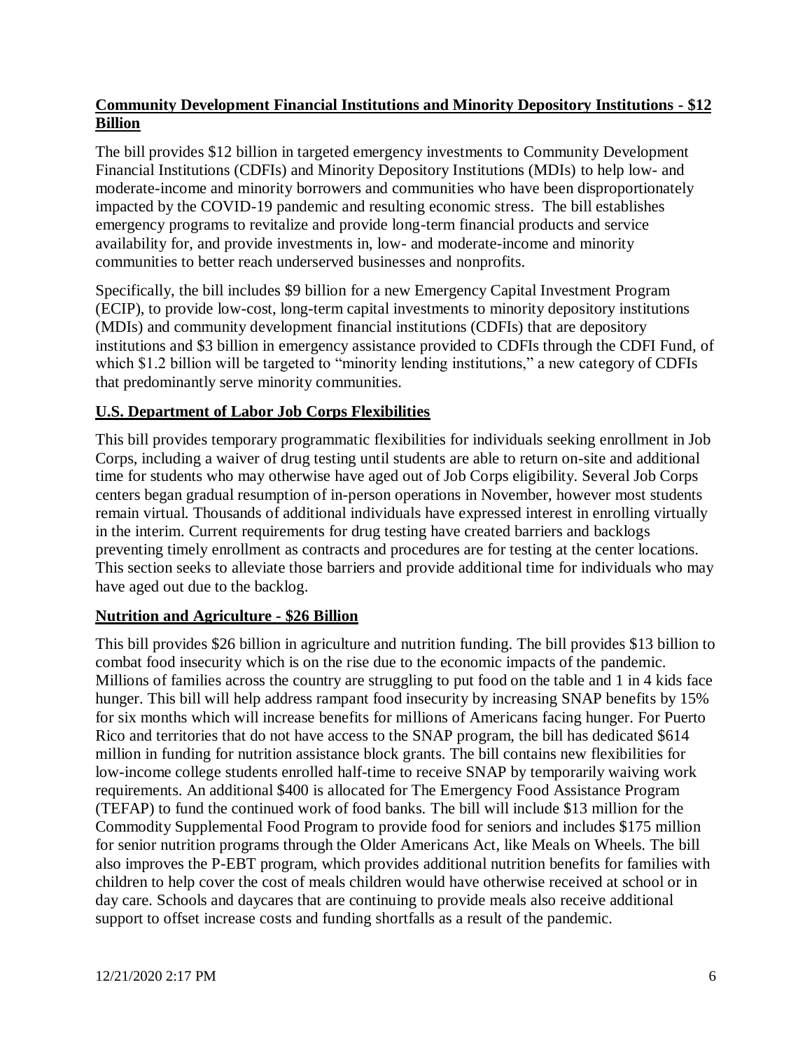**Community Development Financial Institutions and Minority Depository Institutions - $12 Billion**

The bill provides $12 billion in targeted emergency investments to Community Development Financial Institutions (CDFIs) and Minority Depository Institutions (MDIs) to help low- and moderate-income and minority borrowers and communities who have been disproportionately impacted by the COVID-19 pandemic and resulting economic stress. The bill establishes emergency programs to revitalize and provide long-term financial products and service availability for, and provide investments in, low- and moderate-income and minority communities to better reach underserved businesses and nonprofits.

Specifically, the bill includes $9 billion for a new Emergency Capital Investment Program (ECIP), to provide low-cost, long-term capital investments to minority depository institutions (MDIs) and community development financial institutions (CDFIs) that are depository institutions and $3 billion in emergency assistance provided to CDFIs through the CDFI Fund, of which $1.2 billion will be targeted to "minority lending institutions," a new category of CDFIs that predominantly serve minority communities.

**U.S. Department of Labor Job Corps Flexibilities**

This bill provides temporary programmatic flexibilities for individuals seeking enrollment in Job Corps, including a waiver of drug testing until students are able to return on-site and additional time for students who may otherwise have aged out of Job Corps eligibility. Several Job Corps centers began gradual resumption of in-person operations in November, however most students remain virtual. Thousands of additional individuals have expressed interest in enrolling virtually in the interim. Current requirements for drug testing have created barriers and backlogs preventing timely enrollment as contracts and procedures are for testing at the center locations. This section seeks to alleviate those barriers and provide additional time for individuals who may have aged out due to the backlog.

**Nutrition and Agriculture - $26 Billion**

This bill provides $26 billion in agriculture and nutrition funding. The bill provides $13 billion to combat food insecurity which is on the rise due to the economic impacts of the pandemic. Millions of families across the country are struggling to put food on the table and 1 in 4 kids face hunger. This bill will help address rampant food insecurity by increasing SNAP benefits by 15% for six months which will increase benefits for millions of Americans facing hunger. For Puerto Rico and territories that do not have access to the SNAP program, the bill has dedicated $614 million in funding for nutrition assistance block grants. The bill contains new flexibilities for low-income college students enrolled half-time to receive SNAP by temporarily waiving work requirements. An additional $400 is allocated for The Emergency Food Assistance Program (TEFAP) to fund the continued work of food banks. The bill will include $13 million for the Commodity Supplemental Food Program to provide food for seniors and includes $175 million for senior nutrition programs through the Older Americans Act, like Meals on Wheels. The bill also improves the P-EBT program, which provides additional nutrition benefits for families with children to help cover the cost of meals children would have otherwise received at school or in day care. Schools and daycares that are continuing to provide meals also receive additional support to offset increase costs and funding shortfalls as a result of the pandemic.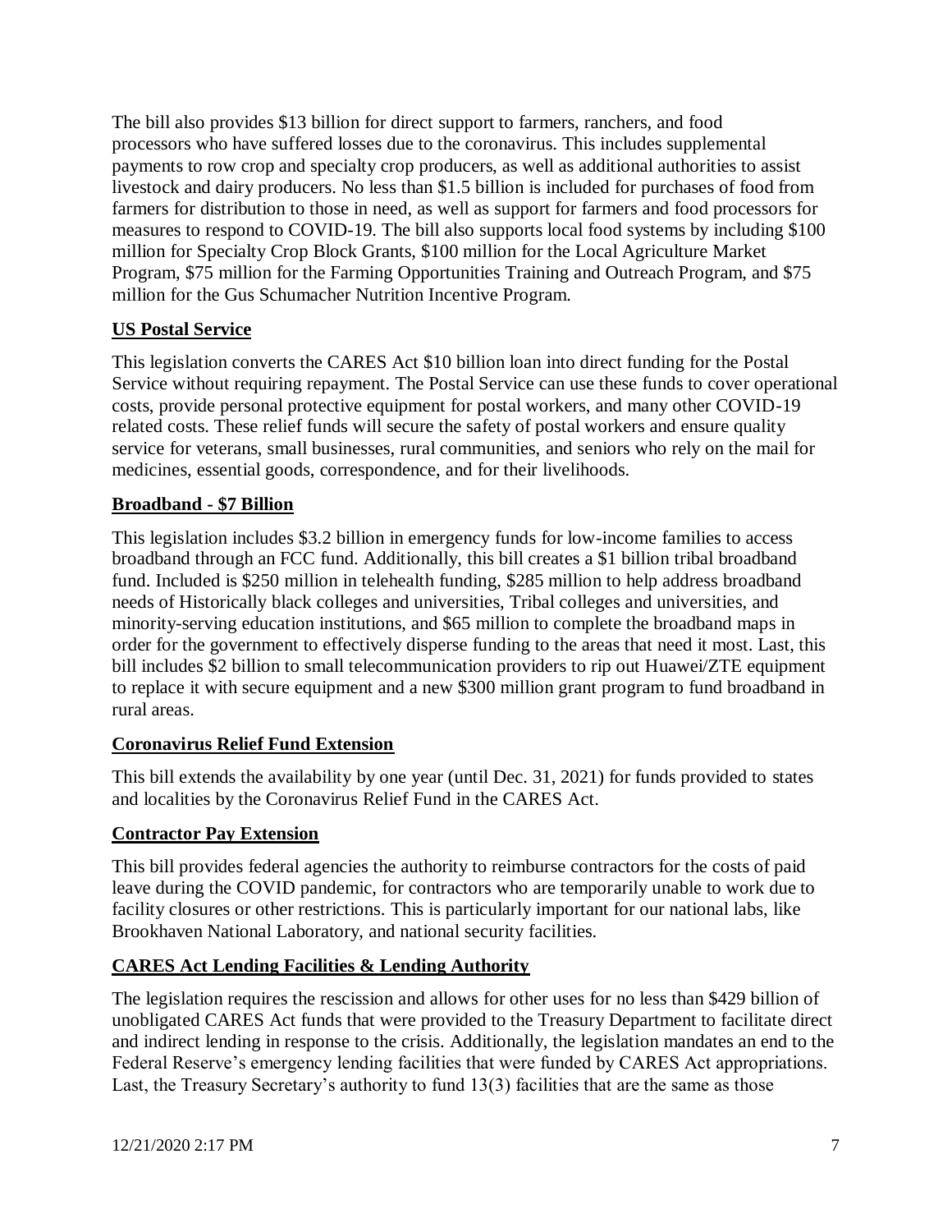The bill also provides $13 billion for direct support to farmers, ranchers, and food processors who have suffered losses due to the coronavirus. This includes supplemental payments to row crop and specialty crop producers, as well as additional authorities to assist livestock and dairy producers. No less than $1.5 billion is included for purchases of food from farmers for distribution to those in need, as well as support for farmers and food processors for measures to respond to COVID-19. The bill also supports local food systems by including $100 million for Specialty Crop Block Grants, $100 million for the Local Agriculture Market Program, $75 million for the Farming Opportunities Training and Outreach Program, and $75 million for the Gus Schumacher Nutrition Incentive Program.

## US Postal Service

This legislation converts the CARES Act $10 billion loan into direct funding for the Postal Service without requiring repayment. The Postal Service can use these funds to cover operational costs, provide personal protective equipment for postal workers, and many other COVID-19 related costs. These relief funds will secure the safety of postal workers and ensure quality service for veterans, small businesses, rural communities, and seniors who rely on the mail for medicines, essential goods, correspondence, and for their livelihoods.

## Broadband - $7 Billion

This legislation includes $3.2 billion in emergency funds for low-income families to access broadband through an FCC fund. Additionally, this bill creates a $1 billion tribal broadband fund. Included is $250 million in telehealth funding, $285 million to help address broadband needs of Historically black colleges and universities, Tribal colleges and universities, and minority-serving education institutions, and $65 million to complete the broadband maps in order for the government to effectively disperse funding to the areas that need it most. Last, this bill includes $2 billion to small telecommunication providers to rip out Huawei/ZTE equipment to replace it with secure equipment and a new $300 million grant program to fund broadband in rural areas.

## Coronavirus Relief Fund Extension

This bill extends the availability by one year (until Dec. 31, 2021) for funds provided to states and localities by the Coronavirus Relief Fund in the CARES Act.

## Contractor Pay Extension

This bill provides federal agencies the authority to reimburse contractors for the costs of paid leave during the COVID pandemic, for contractors who are temporarily unable to work due to facility closures or other restrictions. This is particularly important for our national labs, like Brookhaven National Laboratory, and national security facilities.

## CARES Act Lending Facilities & Lending Authority

The legislation requires the rescission and allows for other uses for no less than $429 billion of unobligated CARES Act funds that were provided to the Treasury Department to facilitate direct and indirect lending in response to the crisis. Additionally, the legislation mandates an end to the Federal Reserve's emergency lending facilities that were funded by CARES Act appropriations. Last, the Treasury Secretary's authority to fund 13(3) facilities that are the same as those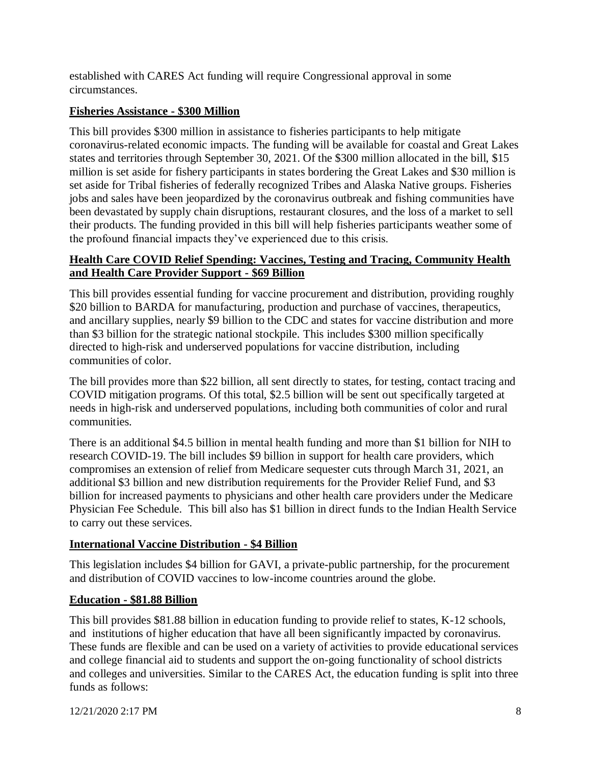established with CARES Act funding will require Congressional approval in some circumstances.

**Fisheries Assistance - $300 Million**

This bill provides $300 million in assistance to fisheries participants to help mitigate coronavirus-related economic impacts. The funding will be available for coastal and Great Lakes states and territories through September 30, 2021. Of the $300 million allocated in the bill, $15 million is set aside for fishery participants in states bordering the Great Lakes and $30 million is set aside for Tribal fisheries of federally recognized Tribes and Alaska Native groups. Fisheries jobs and sales have been jeopardized by the coronavirus outbreak and fishing communities have been devastated by supply chain disruptions, restaurant closures, and the loss of a market to sell their products. The funding provided in this bill will help fisheries participants weather some of the profound financial impacts they've experienced due to this crisis.

**Health Care COVID Relief Spending: Vaccines, Testing and Tracing, Community Health and Health Care Provider Support - $69 Billion**

This bill provides essential funding for vaccine procurement and distribution, providing roughly $20 billion to BARDA for manufacturing, production and purchase of vaccines, therapeutics, and ancillary supplies, nearly $9 billion to the CDC and states for vaccine distribution and more than $3 billion for the strategic national stockpile. This includes $300 million specifically directed to high-risk and underserved populations for vaccine distribution, including communities of color.

The bill provides more than $22 billion, all sent directly to states, for testing, contact tracing and COVID mitigation programs. Of this total, $2.5 billion will be sent out specifically targeted at needs in high-risk and underserved populations, including both communities of color and rural communities.

There is an additional $4.5 billion in mental health funding and more than $1 billion for NIH to research COVID-19. The bill includes $9 billion in support for health care providers, which compromises an extension of relief from Medicare sequester cuts through March 31, 2021, an additional $3 billion and new distribution requirements for the Provider Relief Fund, and $3 billion for increased payments to physicians and other health care providers under the Medicare Physician Fee Schedule. This bill also has $1 billion in direct funds to the Indian Health Service to carry out these services.

**International Vaccine Distribution - $4 Billion**

This legislation includes $4 billion for GAVI, a private-public partnership, for the procurement and distribution of COVID vaccines to low-income countries around the globe.

**Education - $81.88 Billion**

This bill provides $81.88 billion in education funding to provide relief to states, K-12 schools, and institutions of higher education that have all been significantly impacted by coronavirus. These funds are flexible and can be used on a variety of activities to provide educational services and college financial aid to students and support the on-going functionality of school districts and colleges and universities. Similar to the CARES Act, the education funding is split into three funds as follows: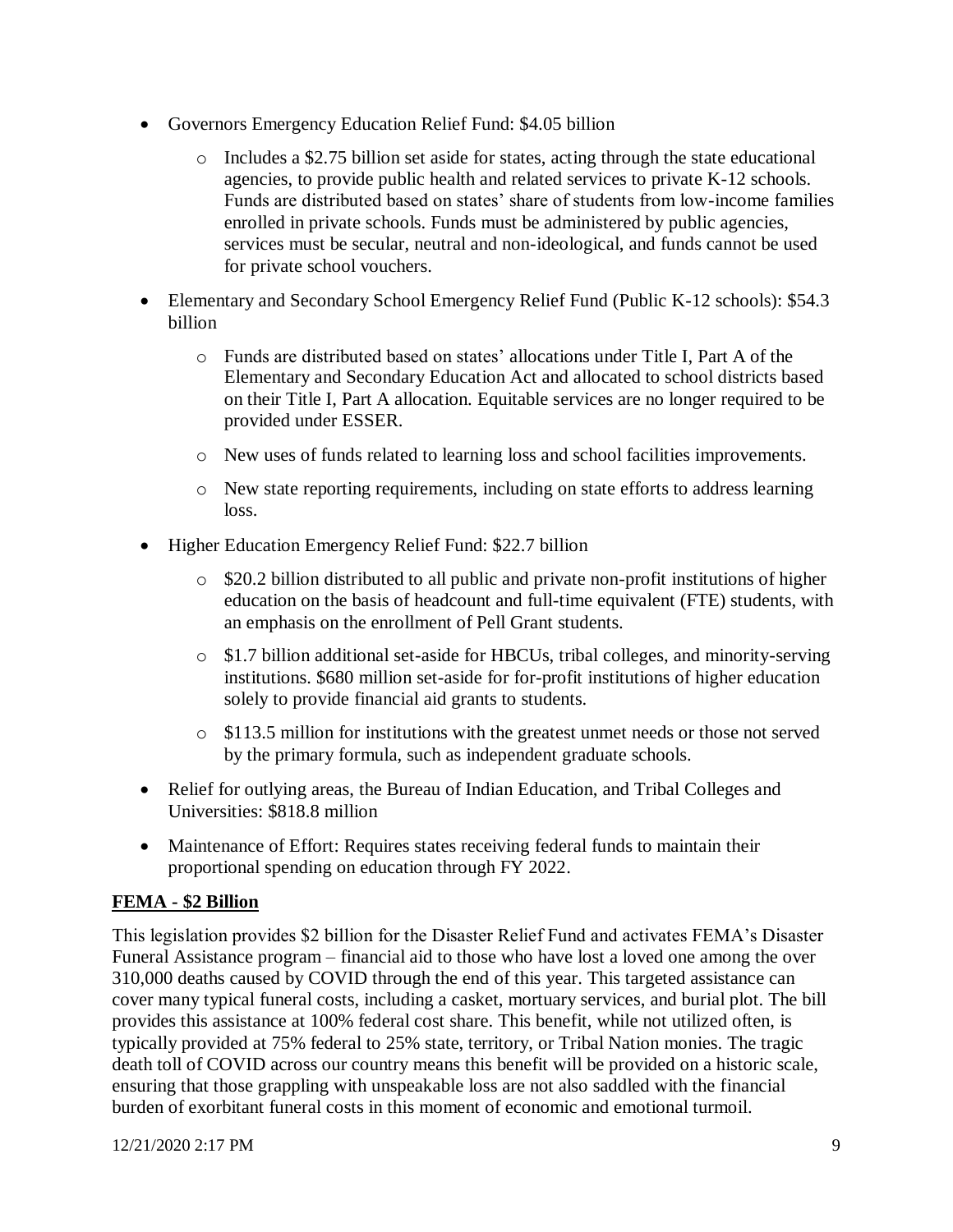- Governors Emergency Education Relief Fund: $4.05 billion
    - Includes a $2.75 billion set aside for states, acting through the state educational agencies, to provide public health and related services to private K-12 schools. Funds are distributed based on states' share of students from low-income families enrolled in private schools. Funds must be administered by public agencies, services must be secular, neutral and non-ideological, and funds cannot be used for private school vouchers.
- Elementary and Secondary School Emergency Relief Fund (Public K-12 schools): $54.3 billion
    - Funds are distributed based on states' allocations under Title I, Part A of the Elementary and Secondary Education Act and allocated to school districts based on their Title I, Part A allocation. Equitable services are no longer required to be provided under ESSER.
    - New uses of funds related to learning loss and school facilities improvements.
    - New state reporting requirements, including on state efforts to address learning loss.
- Higher Education Emergency Relief Fund: $22.7 billion
    - $20.2 billion distributed to all public and private non-profit institutions of higher education on the basis of headcount and full-time equivalent (FTE) students, with an emphasis on the enrollment of Pell Grant students.
    - $1.7 billion additional set-aside for HBCUs, tribal colleges, and minority-serving institutions. $680 million set-aside for for-profit institutions of higher education solely to provide financial aid grants to students.
    - $113.5 million for institutions with the greatest unmet needs or those not served by the primary formula, such as independent graduate schools.
- Relief for outlying areas, the Bureau of Indian Education, and Tribal Colleges and Universities: $818.8 million
- Maintenance of Effort: Requires states receiving federal funds to maintain their proportional spending on education through FY 2022.

**FEMA - $2 Billion**

This legislation provides $2 billion for the Disaster Relief Fund and activates FEMA's Disaster Funeral Assistance program – financial aid to those who have lost a loved one among the over 310,000 deaths caused by COVID through the end of this year. This targeted assistance can cover many typical funeral costs, including a casket, mortuary services, and burial plot. The bill provides this assistance at 100% federal cost share. This benefit, while not utilized often, is typically provided at 75% federal to 25% state, territory, or Tribal Nation monies. The tragic death toll of COVID across our country means this benefit will be provided on a historic scale, ensuring that those grappling with unspeakable loss are not also saddled with the financial burden of exorbitant funeral costs in this moment of economic and emotional turmoil.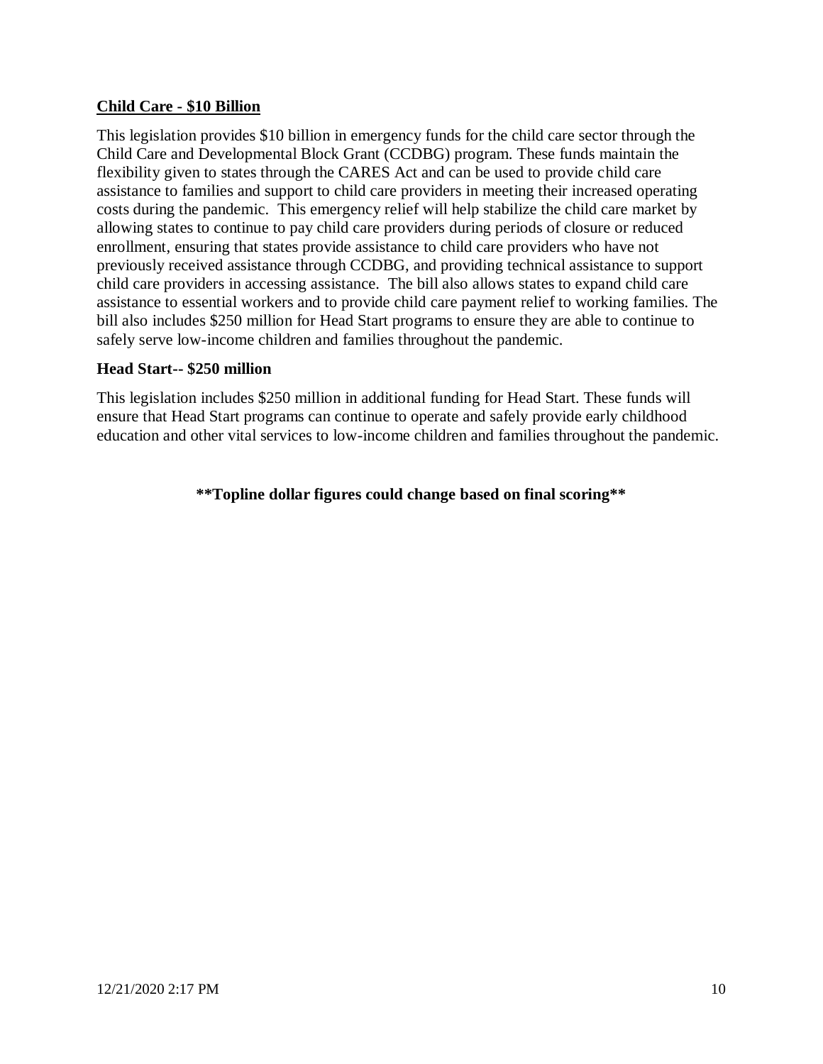**Child Care - $10 Billion**

This legislation provides $10 billion in emergency funds for the child care sector through the Child Care and Developmental Block Grant (CCDBG) program. These funds maintain the flexibility given to states through the CARES Act and can be used to provide child care assistance to families and support to child care providers in meeting their increased operating costs during the pandemic. This emergency relief will help stabilize the child care market by allowing states to continue to pay child care providers during periods of closure or reduced enrollment, ensuring that states provide assistance to child care providers who have not previously received assistance through CCDBG, and providing technical assistance to support child care providers in accessing assistance. The bill also allows states to expand child care assistance to essential workers and to provide child care payment relief to working families. The bill also includes $250 million for Head Start programs to ensure they are able to continue to safely serve low-income children and families throughout the pandemic.

**Head Start-- $250 million**

This legislation includes $250 million in additional funding for Head Start. These funds will ensure that Head Start programs can continue to operate and safely provide early childhood education and other vital services to low-income children and families throughout the pandemic.

**\*\*Topline dollar figures could change based on final scoring\*\***